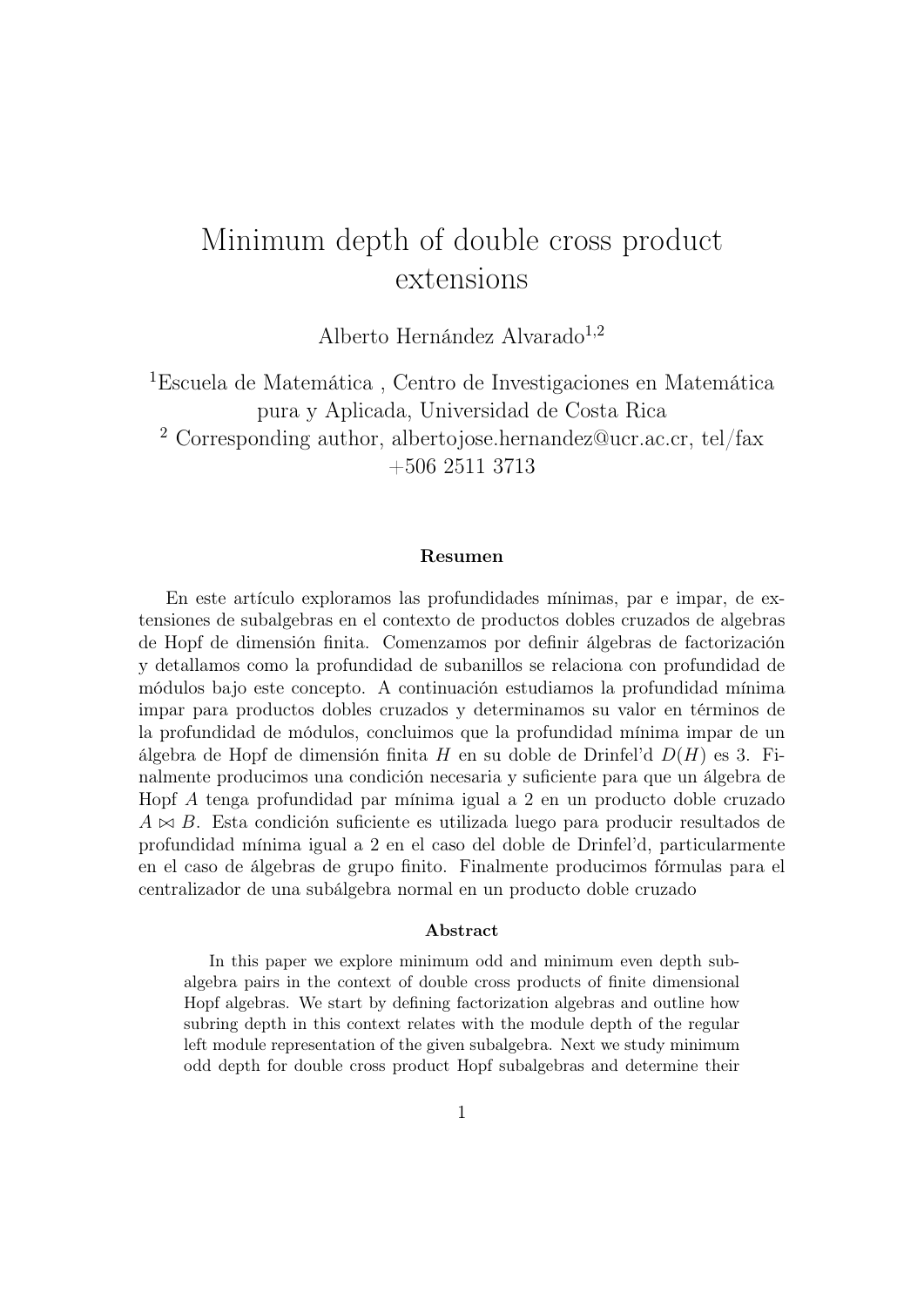# Minimum depth of double cross product extensions

Alberto Hernández Alvarado[1,2]

[1]Escuela de Matemática , Centro de Investigaciones en Matemática pura y Aplicada, Universidad de Costa Rica

[2] Corresponding author, albertojose.hernandez@ucr.ac.cr, tel/fax +506 2511 3713

#### Resumen

En este artículo exploramos las profundidades mínimas, par e impar, de extensiones de subalgebras en el contexto de productos dobles cruzados de algebras de Hopf de dimensión finita. Comenzamos por definir álgebras de factorización y detallamos como la profundidad de subanillos se relaciona con profundidad de módulos bajo este concepto. A continuación estudiamos la profundidad mínima impar para productos dobles cruzados y determinamos su valor en términos de la profundidad de módulos, concluimos que la profundidad mínima impar de un álgebra de Hopf de dimensión finita $H$ en su doble de Drinfel'd $D(H)$ es 3. Finalmente producimos una condición necesaria y suficiente para que un álgebra de Hopf $A$ tenga profundidad par mínima igual a 2 en un producto doble cruzado $A \bowtie B$. Esta condición suficiente es utilizada luego para producir resultados de profundidad mínima igual a 2 en el caso del doble de Drinfel'd, particularmente en el caso de álgebras de grupo finito. Finalmente producimos fórmulas para el centralizador de una subálgebra normal en un producto doble cruzado

#### Abstract

In this paper we explore minimum odd and minimum even depth subalgebra pairs in the context of double cross products of finite dimensional Hopf algebras. We start by defining factorization algebras and outline how subring depth in this context relates with the module depth of the regular left module representation of the given subalgebra. Next we study minimum odd depth for double cross product Hopf subalgebras and determine their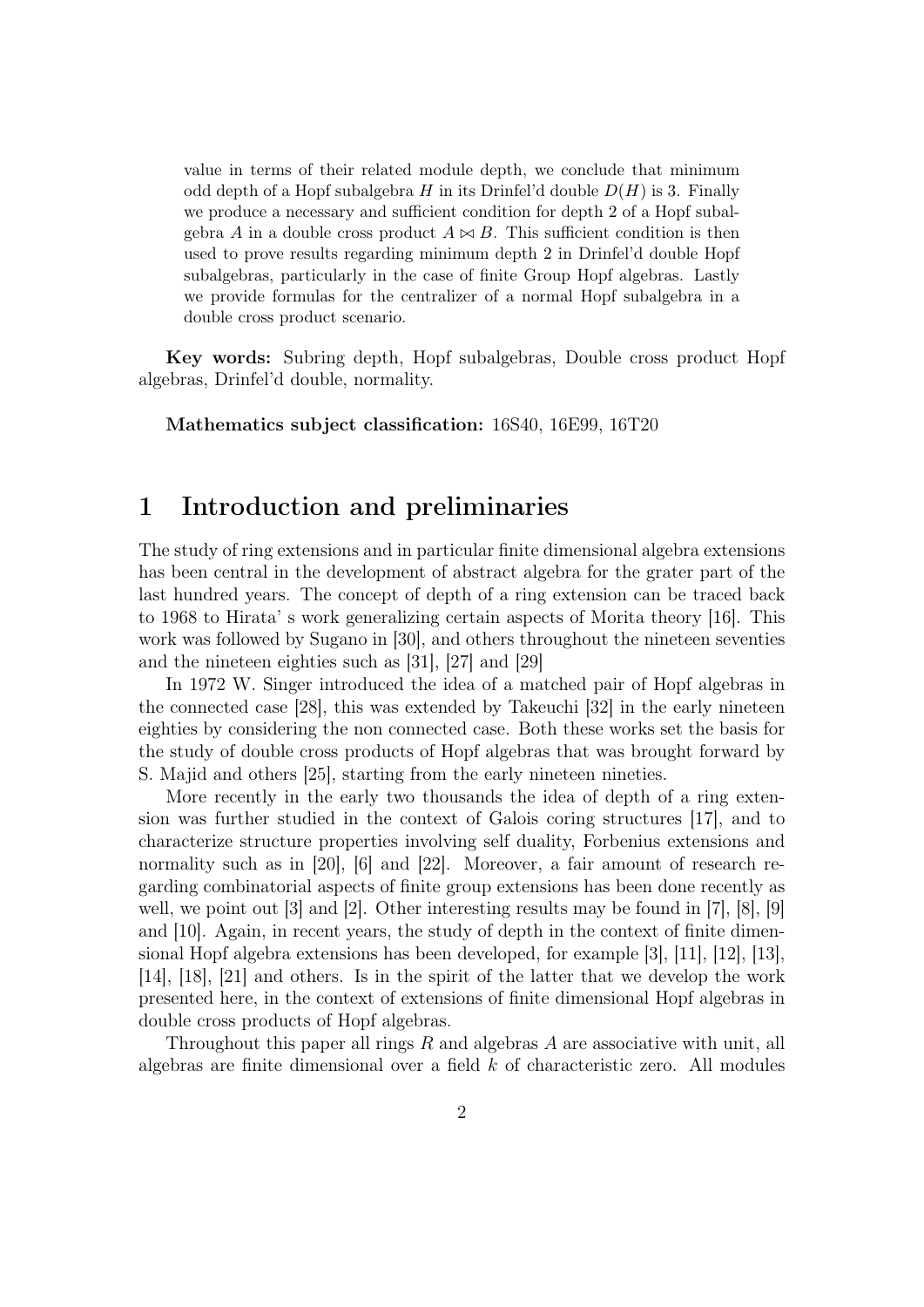value in terms of their related module depth, we conclude that minimum odd depth of a Hopf subalgebra $H$ in its Drinfel'd double $D(H)$ is 3. Finally we produce a necessary and sufficient condition for depth 2 of a Hopf subalgebra $A$ in a double cross product $A \bowtie B$. This sufficient condition is then used to prove results regarding minimum depth 2 in Drinfel'd double Hopf subalgebras, particularly in the case of finite Group Hopf algebras. Lastly we provide formulas for the centralizer of a normal Hopf subalgebra in a double cross product scenario.

**Key words:** Subring depth, Hopf subalgebras, Double cross product Hopf algebras, Drinfel'd double, normality.

**Mathematics subject classification:** 16S40, 16E99, 16T20

# 1 Introduction and preliminaries

The study of ring extensions and in particular finite dimensional algebra extensions has been central in the development of abstract algebra for the grater part of the last hundred years. The concept of depth of a ring extension can be traced back to 1968 to Hirata' s work generalizing certain aspects of Morita theory [16]. This work was followed by Sugano in [30], and others throughout the nineteen seventies and the nineteen eighties such as [31], [27] and [29]

In 1972 W. Singer introduced the idea of a matched pair of Hopf algebras in the connected case [28], this was extended by Takeuchi [32] in the early nineteen eighties by considering the non connected case. Both these works set the basis for the study of double cross products of Hopf algebras that was brought forward by S. Majid and others [25], starting from the early nineteen nineties.

More recently in the early two thousands the idea of depth of a ring extension was further studied in the context of Galois coring structures [17], and to characterize structure properties involving self duality, Forbenius extensions and normality such as in [20], [6] and [22]. Moreover, a fair amount of research regarding combinatorial aspects of finite group extensions has been done recently as well, we point out [3] and [2]. Other interesting results may be found in [7], [8], [9] and [10]. Again, in recent years, the study of depth in the context of finite dimensional Hopf algebra extensions has been developed, for example [3], [11], [12], [13], [14], [18], [21] and others. Is in the spirit of the latter that we develop the work presented here, in the context of extensions of finite dimensional Hopf algebras in double cross products of Hopf algebras.

Throughout this paper all rings $R$ and algebras $A$ are associative with unit, all algebras are finite dimensional over a field $k$ of characteristic zero. All modules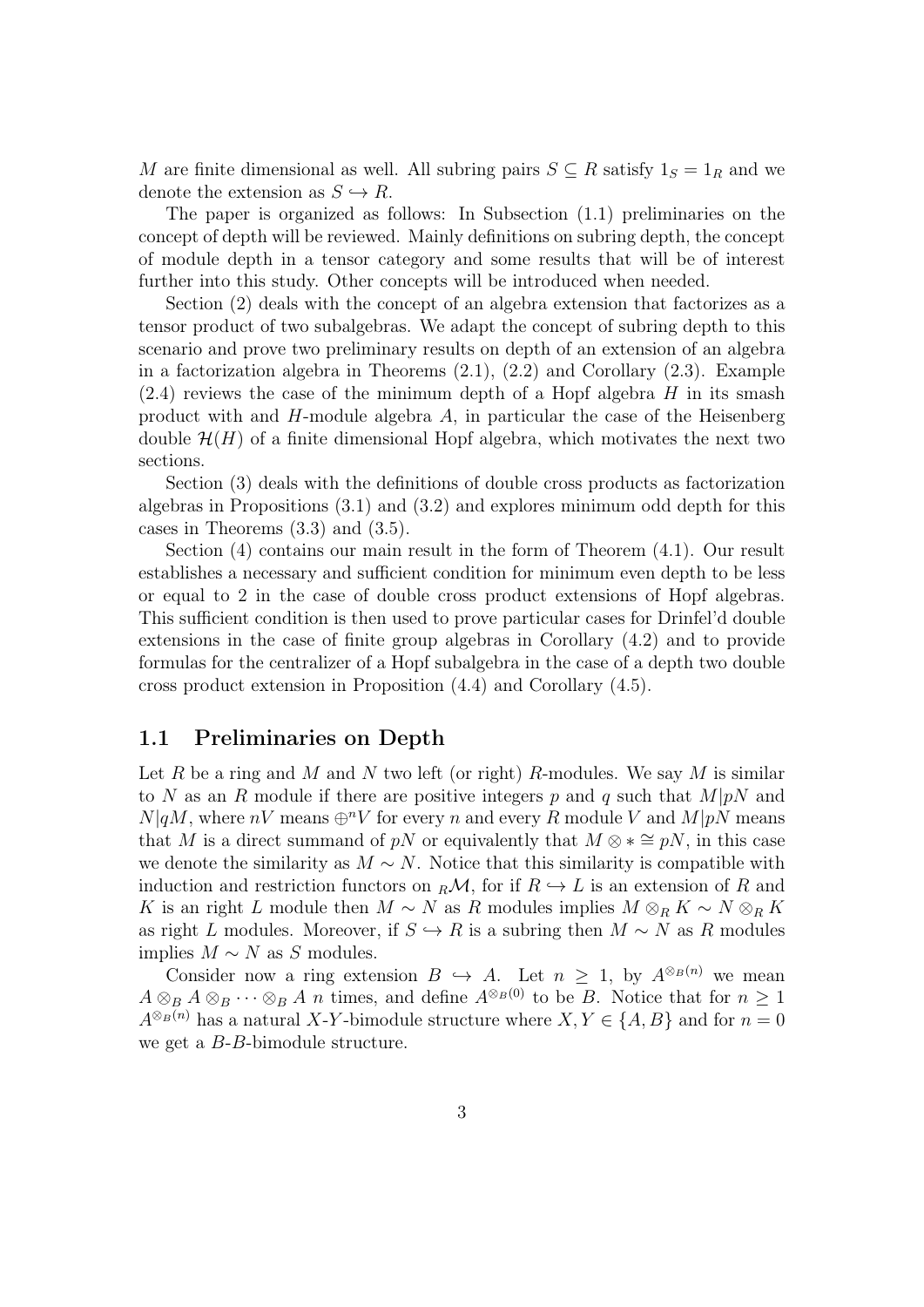$M$ are finite dimensional as well. All subring pairs $S \subseteq R$ satisfy $1_S = 1_R$ and we denote the extension as $S \hookrightarrow R$.

The paper is organized as follows: In Subsection (1.1) preliminaries on the concept of depth will be reviewed. Mainly definitions on subring depth, the concept of module depth in a tensor category and some results that will be of interest further into this study. Other concepts will be introduced when needed.

Section (2) deals with the concept of an algebra extension that factorizes as a tensor product of two subalgebras. We adapt the concept of subring depth to this scenario and prove two preliminary results on depth of an extension of an algebra in a factorization algebra in Theorems (2.1), (2.2) and Corollary (2.3). Example (2.4) reviews the case of the minimum depth of a Hopf algebra $H$ in its smash product with and $H$-module algebra $A$, in particular the case of the Heisenberg double $\mathcal{H}(H)$ of a finite dimensional Hopf algebra, which motivates the next two sections.

Section (3) deals with the definitions of double cross products as factorization algebras in Propositions (3.1) and (3.2) and explores minimum odd depth for this cases in Theorems (3.3) and (3.5).

Section (4) contains our main result in the form of Theorem (4.1). Our result establishes a necessary and sufficient condition for minimum even depth to be less or equal to 2 in the case of double cross product extensions of Hopf algebras. This sufficient condition is then used to prove particular cases for Drinfel'd double extensions in the case of finite group algebras in Corollary (4.2) and to provide formulas for the centralizer of a Hopf subalgebra in the case of a depth two double cross product extension in Proposition (4.4) and Corollary (4.5).

## 1.1 Preliminaries on Depth

Let $R$ be a ring and $M$ and $N$ two left (or right) $R$-modules. We say $M$ is similar to $N$ as an $R$ module if there are positive integers $p$ and $q$ such that $M|pN$ and $N|qM$, where $nV$ means $\oplus^n V$ for every $n$ and every $R$ module $V$ and $M|pN$ means that $M$ is a direct summand of $pN$ or equivalently that $M \otimes * \cong pN$, in this case we denote the similarity as $M \sim N$. Notice that this similarity is compatible with induction and restriction functors on ${}_R\mathcal{M}$, for if $R \hookrightarrow L$ is an extension of $R$ and $K$ is an right $L$ module then $M \sim N$ as $R$ modules implies $M \otimes_R K \sim N \otimes_R K$ as right $L$ modules. Moreover, if $S \hookrightarrow R$ is a subring then $M \sim N$ as $R$ modules implies $M \sim N$ as $S$ modules.

Consider now a ring extension $B \hookrightarrow A$. Let $n \geq 1$, by $A^{\otimes_B(n)}$ we mean $A \otimes_B A \otimes_B \cdots \otimes_B A$ $n$ times, and define $A^{\otimes_B(0)}$ to be $B$. Notice that for $n \geq 1$ $A^{\otimes_B(n)}$ has a natural $X$-$Y$-bimodule structure where $X, Y \in \{A, B\}$ and for $n = 0$ we get a $B$-$B$-bimodule structure.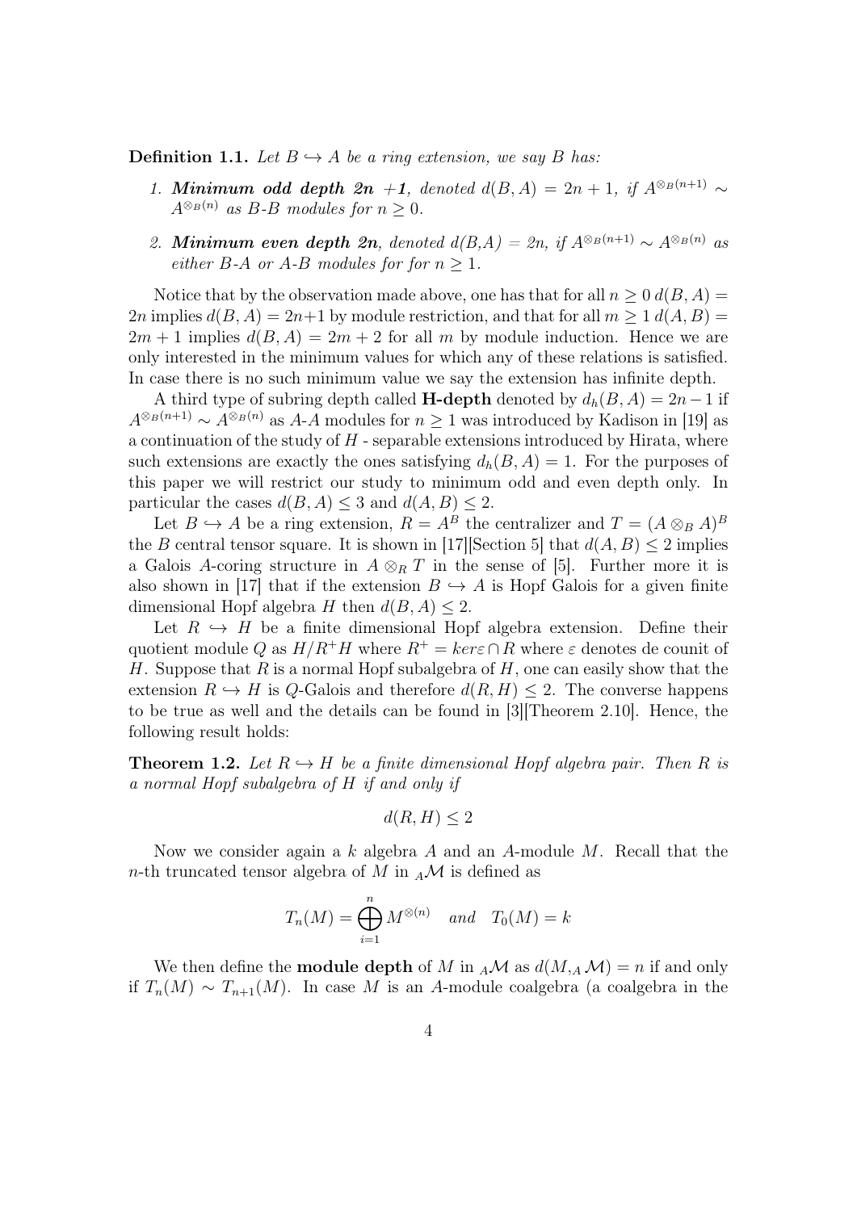**Definition 1.1.** *Let $B \hookrightarrow A$ be a ring extension, we say $B$ has:*

1. ***Minimum odd depth 2n +1**, denoted $d(B, A) = 2n + 1$, if $A^{\otimes_B(n+1)} \sim A^{\otimes_B(n)}$ as B-B modules for $n \geq 0$.*
2. ***Minimum even depth 2n**, denoted $d(B,A) = 2n$, if $A^{\otimes_B(n+1)} \sim A^{\otimes_B(n)}$ as either B-A or A-B modules for for $n \geq 1$.*

Notice that by the observation made above, one has that for all $n \geq 0$ $d(B, A) = 2n$ implies $d(B, A) = 2n+1$ by module restriction, and that for all $m \geq 1$ $d(A, B) = 2m + 1$ implies $d(B, A) = 2m + 2$ for all $m$ by module induction. Hence we are only interested in the minimum values for which any of these relations is satisfied. In case there is no such minimum value we say the extension has infinite depth.

A third type of subring depth called **H-depth** denoted by $d_h(B, A) = 2n-1$ if $A^{\otimes_B(n+1)} \sim A^{\otimes_B(n)}$ as $A$-$A$ modules for $n \geq 1$ was introduced by Kadison in [19] as a continuation of the study of $H$ - separable extensions introduced by Hirata, where such extensions are exactly the ones satisfying $d_h(B, A) = 1$. For the purposes of this paper we will restrict our study to minimum odd and even depth only. In particular the cases $d(B, A) \leq 3$ and $d(A, B) \leq 2$.

Let $B \hookrightarrow A$ be a ring extension, $R = A^B$ the centralizer and $T = (A \otimes_B A)^B$ the $B$ central tensor square. It is shown in [17][Section 5] that $d(A, B) \leq 2$ implies a Galois $A$-coring structure in $A \otimes_R T$ in the sense of [5]. Further more it is also shown in [17] that if the extension $B \hookrightarrow A$ is Hopf Galois for a given finite dimensional Hopf algebra $H$ then $d(B, A) \leq 2$.

Let $R \hookrightarrow H$ be a finite dimensional Hopf algebra extension. Define their quotient module $Q$ as $H/R^+H$ where $R^+ = ker\varepsilon \cap R$ where $\varepsilon$ denotes de counit of $H$. Suppose that $R$ is a normal Hopf subalgebra of $H$, one can easily show that the extension $R \hookrightarrow H$ is $Q$-Galois and therefore $d(R, H) \leq 2$. The converse happens to be true as well and the details can be found in [3][Theorem 2.10]. Hence, the following result holds:

**Theorem 1.2.** *Let $R \hookrightarrow H$ be a finite dimensional Hopf algebra pair. Then $R$ is a normal Hopf subalgebra of $H$ if and only if*

$$d(R, H) \leq 2$$

Now we consider again a $k$ algebra $A$ and an $A$-module $M$. Recall that the $n$-th truncated tensor algebra of $M$ in ${}_A\mathcal{M}$ is defined as

$$T_n(M) = \bigoplus_{i=1}^{n} M^{\otimes(n)} \quad and \quad T_0(M) = k$$

We then define the **module depth** of $M$ in ${}_A\mathcal{M}$ as $d(M, {}_A\mathcal{M}) = n$ if and only if $T_n(M) \sim T_{n+1}(M)$. In case $M$ is an $A$-module coalgebra (a coalgebra in the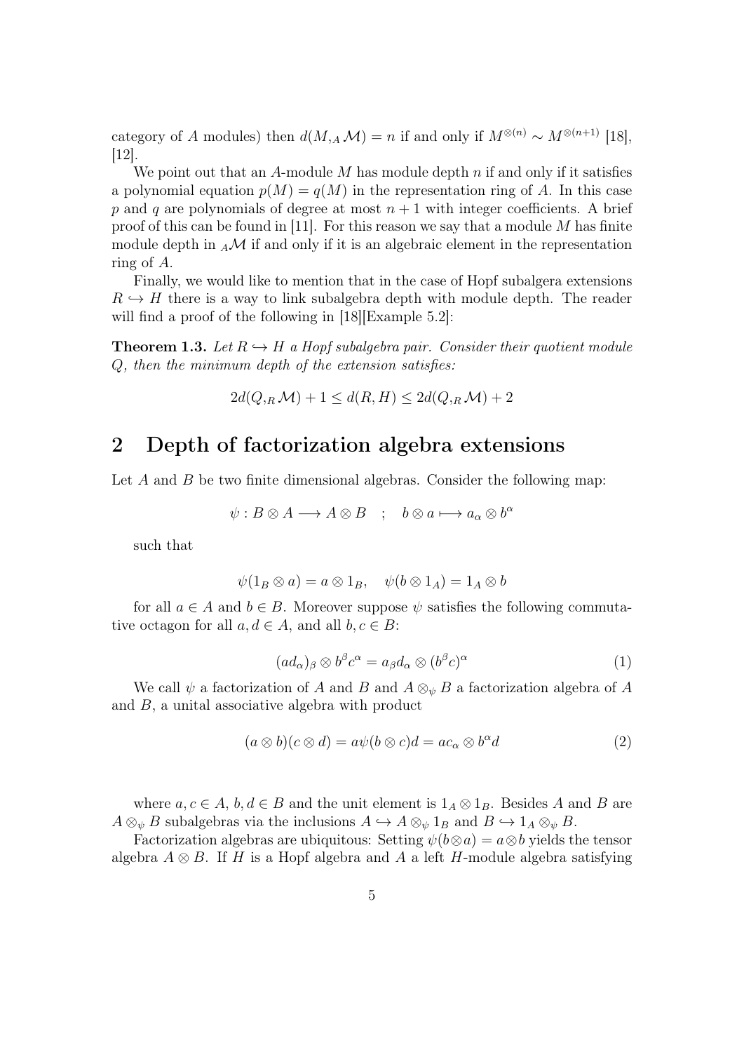category of $A$ modules) then $d(M,_A\mathcal{M}) = n$ if and only if $M^{\otimes(n)} \sim M^{\otimes(n+1)}$ [18], [12].

We point out that an $A$-module $M$ has module depth $n$ if and only if it satisfies a polynomial equation $p(M) = q(M)$ in the representation ring of $A$. In this case $p$ and $q$ are polynomials of degree at most $n+1$ with integer coefficients. A brief proof of this can be found in [11]. For this reason we say that a module $M$ has finite module depth in ${}_A\mathcal{M}$ if and only if it is an algebraic element in the representation ring of $A$.

Finally, we would like to mention that in the case of Hopf subalgera extensions $R \hookrightarrow H$ there is a way to link subalgebra depth with module depth. The reader will find a proof of the following in [18][Example 5.2]:

**Theorem 1.3.** *Let $R \hookrightarrow H$ a Hopf subalgebra pair. Consider their quotient module $Q$, then the minimum depth of the extension satisfies:*

$$2d(Q,_R\mathcal{M}) + 1 \leq d(R, H) \leq 2d(Q,_R\mathcal{M}) + 2$$

# 2 Depth of factorization algebra extensions

Let $A$ and $B$ be two finite dimensional algebras. Consider the following map:

$$\psi : B \otimes A \longrightarrow A \otimes B \quad ; \quad b \otimes a \longmapsto a_\alpha \otimes b^\alpha$$

such that

$$\psi(1_B \otimes a) = a \otimes 1_B, \quad \psi(b \otimes 1_A) = 1_A \otimes b$$

for all $a \in A$ and $b \in B$. Moreover suppose $\psi$ satisfies the following commutative octagon for all $a, d \in A$, and all $b, c \in B$:

$$(ad_\alpha)_\beta \otimes b^\beta c^\alpha = a_\beta d_\alpha \otimes (b^\beta c)^\alpha \tag{1}$$

We call $\psi$ a factorization of $A$ and $B$ and $A \otimes_\psi B$ a factorization algebra of $A$ and $B$, a unital associative algebra with product

$$(a \otimes b)(c \otimes d) = a\psi(b \otimes c)d = ac_\alpha \otimes b^\alpha d \tag{2}$$

where $a, c \in A$, $b, d \in B$ and the unit element is $1_A \otimes 1_B$. Besides $A$ and $B$ are $A \otimes_\psi B$ subalgebras via the inclusions $A \hookrightarrow A \otimes_\psi 1_B$ and $B \hookrightarrow 1_A \otimes_\psi B$.

Factorization algebras are ubiquitous: Setting $\psi(b \otimes a) = a \otimes b$ yields the tensor algebra $A \otimes B$. If $H$ is a Hopf algebra and $A$ a left $H$-module algebra satisfying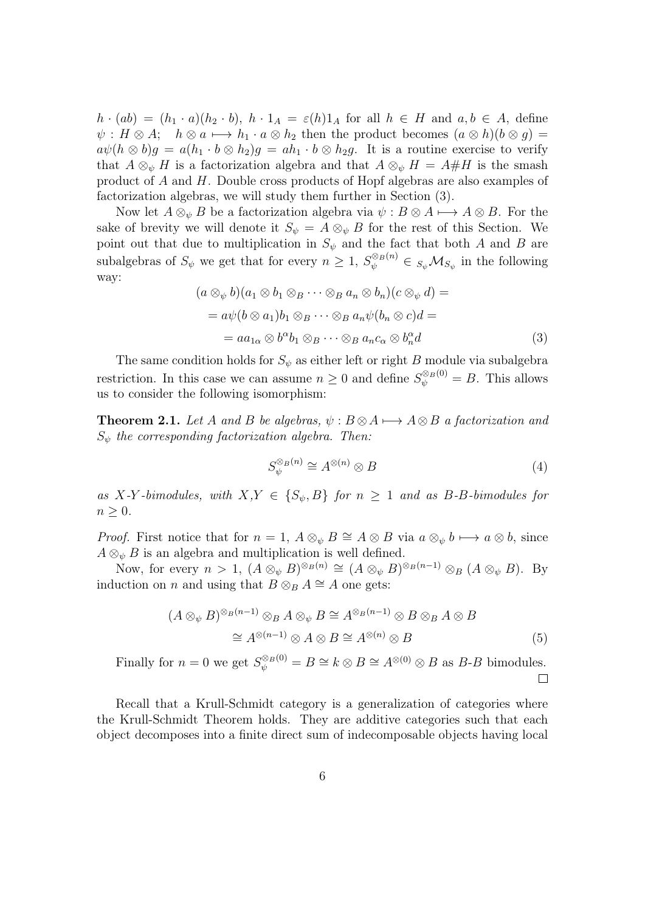$h \cdot (ab) = (h_1 \cdot a)(h_2 \cdot b)$, $h \cdot 1_A = \varepsilon(h) 1_A$ for all $h \in H$ and $a, b \in A$, define $\psi : H \otimes A; \quad h \otimes a \longmapsto h_1 \cdot a \otimes h_2$ then the product becomes $(a \otimes h)(b \otimes g) = a\psi(h \otimes b)g = a(h_1 \cdot b \otimes h_2)g = ah_1 \cdot b \otimes h_2 g$. It is a routine exercise to verify that $A \otimes_\psi H$ is a factorization algebra and that $A \otimes_\psi H = A \# H$ is the smash product of $A$ and $H$. Double cross products of Hopf algebras are also examples of factorization algebras, we will study them further in Section (3).

Now let $A \otimes_\psi B$ be a factorization algebra via $\psi : B \otimes A \longmapsto A \otimes B$. For the sake of brevity we will denote it $S_\psi = A \otimes_\psi B$ for the rest of this Section. We point out that due to multiplication in $S_\psi$ and the fact that both $A$ and $B$ are subalgebras of $S_\psi$ we get that for every $n \geq 1$, $S_\psi^{\otimes_B (n)} \in {}_{S_\psi}\mathcal{M}_{S_\psi}$ in the following way:

$$
\begin{aligned}
&(a \otimes_\psi b)(a_1 \otimes b_1 \otimes_B \cdots \otimes_B a_n \otimes b_n)(c \otimes_\psi d) = \\
&= a\psi(b \otimes a_1) b_1 \otimes_B \cdots \otimes_B a_n \psi(b_n \otimes c) d = \\
&= a a_{1\alpha} \otimes b^\alpha b_1 \otimes_B \cdots \otimes_B a_n c_\alpha \otimes b_n^\alpha d
\end{aligned} \tag{3}
$$

The same condition holds for $S_\psi$ as either left or right $B$ module via subalgebra restriction. In this case we can assume $n \geq 0$ and define $S_\psi^{\otimes_B (0)} = B$. This allows us to consider the following isomorphism:

**Theorem 2.1.** *Let $A$ and $B$ be algebras, $\psi : B \otimes A \longmapsto A \otimes B$ a factorization and $S_\psi$ the corresponding factorization algebra. Then:*

$$
S_\psi^{\otimes_B (n)} \cong A^{\otimes (n)} \otimes B \tag{4}
$$

*as $X$-$Y$-bimodules, with $X, Y \in \{S_\psi, B\}$ for $n \geq 1$ and as $B$-$B$-bimodules for $n \geq 0$.*

*Proof.* First notice that for $n = 1$, $A \otimes_\psi B \cong A \otimes B$ via $a \otimes_\psi b \longmapsto a \otimes b$, since $A \otimes_\psi B$ is an algebra and multiplication is well defined.

Now, for every $n > 1$, $(A \otimes_\psi B)^{\otimes_B (n)} \cong (A \otimes_\psi B)^{\otimes_B (n-1)} \otimes_B (A \otimes_\psi B)$. By induction on $n$ and using that $B \otimes_B A \cong A$ one gets:

$$
\begin{aligned}
(A \otimes_\psi B)^{\otimes_B (n-1)} \otimes_B A \otimes_\psi B &\cong A^{\otimes_B (n-1)} \otimes B \otimes_B A \otimes B \\
&\cong A^{\otimes (n-1)} \otimes A \otimes B \cong A^{\otimes (n)} \otimes B
\end{aligned} \tag{5}
$$

Finally for $n = 0$ we get $S_\psi^{\otimes_B (0)} = B \cong k \otimes B \cong A^{\otimes (0)} \otimes B$ as $B$-$B$ bimodules. $\square$

Recall that a Krull-Schmidt category is a generalization of categories where the Krull-Schmidt Theorem holds. They are additive categories such that each object decomposes into a finite direct sum of indecomposable objects having local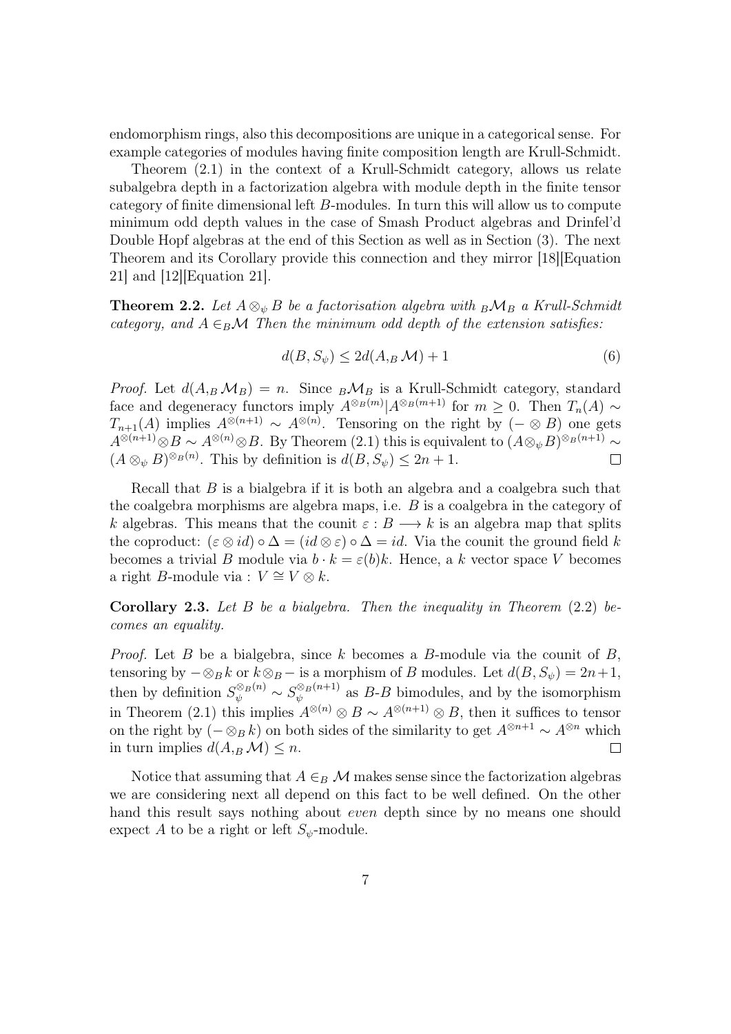endomorphism rings, also this decompositions are unique in a categorical sense. For example categories of modules having finite composition length are Krull-Schmidt.

Theorem (2.1) in the context of a Krull-Schmidt category, allows us relate subalgebra depth in a factorization algebra with module depth in the finite tensor category of finite dimensional left $B$-modules. In turn this will allow us to compute minimum odd depth values in the case of Smash Product algebras and Drinfel'd Double Hopf algebras at the end of this Section as well as in Section (3). The next Theorem and its Corollary provide this connection and they mirror [18][Equation 21] and [12][Equation 21].

**Theorem 2.2.** *Let $A \otimes_\psi B$ be a factorisation algebra with ${}_B\mathcal{M}_B$ a Krull-Schmidt category, and $A \in_B \mathcal{M}$ Then the minimum odd depth of the extension satisfies:*

$$d(B, S_\psi) \leq 2d(A,_B \mathcal{M}) + 1 \tag{6}$$

*Proof.* Let $d(A,_B \mathcal{M}_B) = n$. Since ${}_B\mathcal{M}_B$ is a Krull-Schmidt category, standard face and degeneracy functors imply $A^{\otimes_B(m)} | A^{\otimes_B(m+1)}$ for $m \geq 0$. Then $T_n(A) \sim T_{n+1}(A)$ implies $A^{\otimes(n+1)} \sim A^{\otimes(n)}$. Tensoring on the right by $(- \otimes B)$ one gets $A^{\otimes(n+1)} \otimes B \sim A^{\otimes(n)} \otimes B$. By Theorem (2.1) this is equivalent to $(A \otimes_\psi B)^{\otimes_B(n+1)} \sim (A \otimes_\psi B)^{\otimes_B(n)}$. This by definition is $d(B, S_\psi) \leq 2n + 1$. $\square$

Recall that $B$ is a bialgebra if it is both an algebra and a coalgebra such that the coalgebra morphisms are algebra maps, i.e. $B$ is a coalgebra in the category of $k$ algebras. This means that the counit $\varepsilon : B \longrightarrow k$ is an algebra map that splits the coproduct: $(\varepsilon \otimes id) \circ \Delta = (id \otimes \varepsilon) \circ \Delta = id$. Via the counit the ground field $k$ becomes a trivial $B$ module via $b \cdot k = \varepsilon(b)k$. Hence, a $k$ vector space $V$ becomes a right $B$-module via : $V \cong V \otimes k$.

**Corollary 2.3.** *Let $B$ be a bialgebra. Then the inequality in Theorem (2.2) becomes an equality.*

*Proof.* Let $B$ be a bialgebra, since $k$ becomes a $B$-module via the counit of $B$, tensoring by $- \otimes_B k$ or $k \otimes_B -$ is a morphism of $B$ modules. Let $d(B, S_\psi) = 2n+1$, then by definition $S_\psi^{\otimes_B(n)} \sim S_\psi^{\otimes_B(n+1)}$ as $B$-$B$ bimodules, and by the isomorphism in Theorem (2.1) this implies $A^{\otimes(n)} \otimes B \sim A^{\otimes(n+1)} \otimes B$, then it suffices to tensor on the right by $(- \otimes_B k)$ on both sides of the similarity to get $A^{\otimes n+1} \sim A^{\otimes n}$ which in turn implies $d(A,_B \mathcal{M}) \leq n$. $\square$

Notice that assuming that $A \in_B \mathcal{M}$ makes sense since the factorization algebras we are considering next all depend on this fact to be well defined. On the other hand this result says nothing about *even* depth since by no means one should expect $A$ to be a right or left $S_\psi$-module.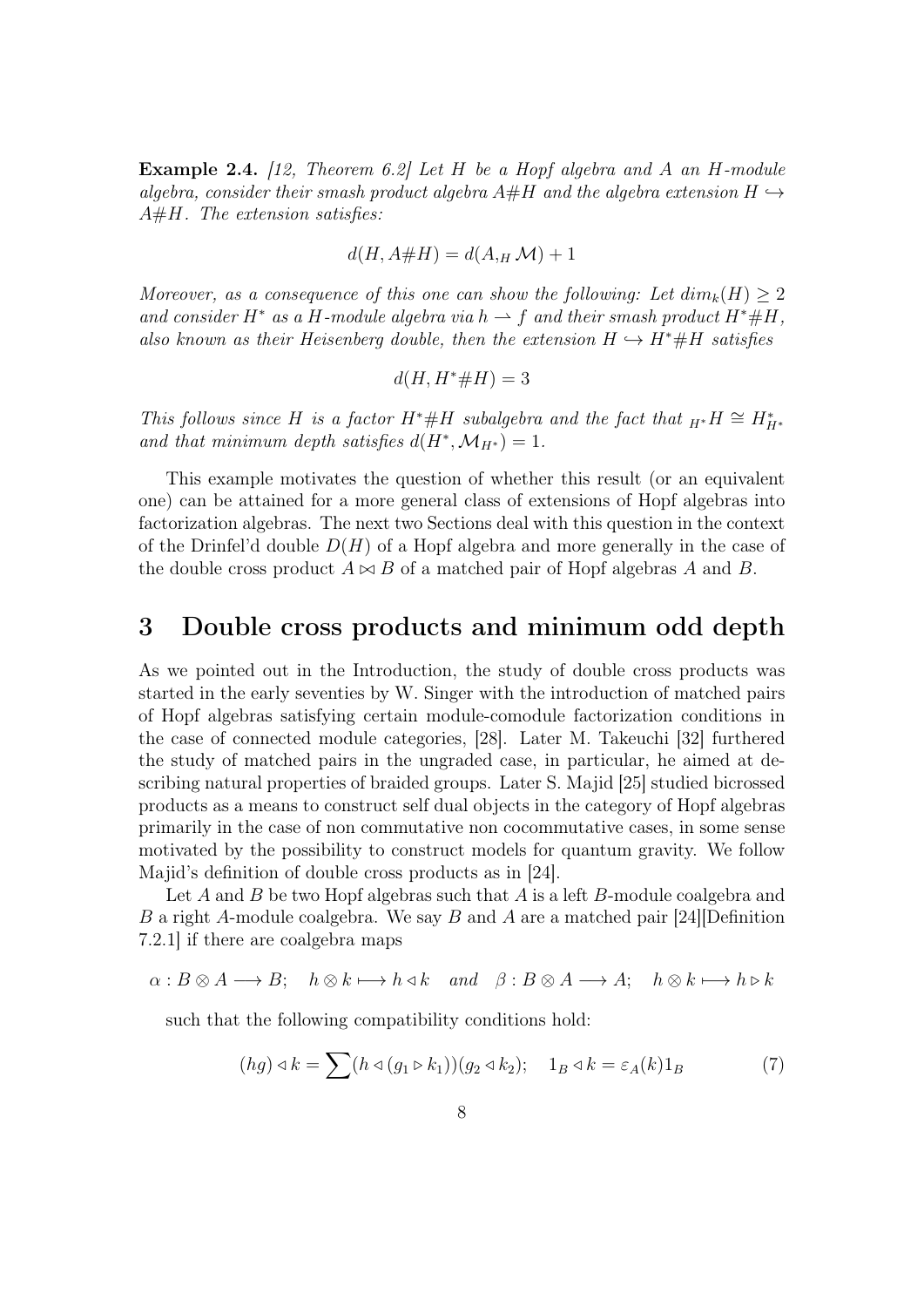**Example 2.4.** *[12, Theorem 6.2] Let $H$ be a Hopf algebra and $A$ an $H$-module algebra, consider their smash product algebra $A\#H$ and the algebra extension $H \hookrightarrow A\#H$. The extension satisfies:*

$$d(H, A\#H) = d(A,_H \mathcal{M}) + 1$$

*Moreover, as a consequence of this one can show the following: Let $dim_k(H) \geq 2$ and consider $H^*$ as a $H$-module algebra via $h \rightharpoonup f$ and their smash product $H^*\#H$, also known as their Heisenberg double, then the extension $H \hookrightarrow H^*\#H$ satisfies*

$$d(H, H^*\#H) = 3$$

*This follows since $H$ is a factor $H^*\#H$ subalgebra and the fact that ${}_{H^*}H \cong H^*_{H^*}$ and that minimum depth satisfies $d(H^*, \mathcal{M}_{H^*}) = 1$.*

This example motivates the question of whether this result (or an equivalent one) can be attained for a more general class of extensions of Hopf algebras into factorization algebras. The next two Sections deal with this question in the context of the Drinfel'd double $D(H)$ of a Hopf algebra and more generally in the case of the double cross product $A \bowtie B$ of a matched pair of Hopf algebras $A$ and $B$.

# 3 Double cross products and minimum odd depth

As we pointed out in the Introduction, the study of double cross products was started in the early seventies by W. Singer with the introduction of matched pairs of Hopf algebras satisfying certain module-comodule factorization conditions in the case of connected module categories, [28]. Later M. Takeuchi [32] furthered the study of matched pairs in the ungraded case, in particular, he aimed at describing natural properties of braided groups. Later S. Majid [25] studied bicrossed products as a means to construct self dual objects in the category of Hopf algebras primarily in the case of non commutative non cocommutative cases, in some sense motivated by the possibility to construct models for quantum gravity. We follow Majid's definition of double cross products as in [24].

Let $A$ and $B$ be two Hopf algebras such that $A$ is a left $B$-module coalgebra and $B$ a right $A$-module coalgebra. We say $B$ and $A$ are a matched pair [24][Definition 7.2.1] if there are coalgebra maps

$$\alpha : B \otimes A \longrightarrow B; \quad h \otimes k \longmapsto h \triangleleft k \quad \textit{and} \quad \beta : B \otimes A \longrightarrow A; \quad h \otimes k \longmapsto h \triangleright k$$

such that the following compatibility conditions hold:

$$(hg) \triangleleft k = \sum (h \triangleleft (g_1 \triangleright k_1))(g_2 \triangleleft k_2); \quad 1_B \triangleleft k = \varepsilon_A(k) 1_B \tag{7}$$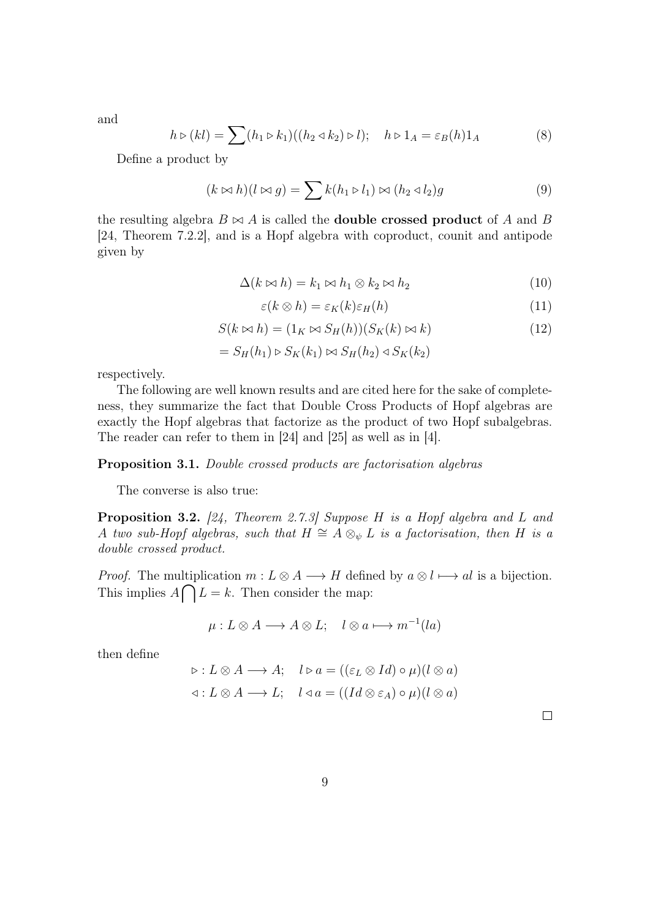and

$$h \triangleright (kl) = \sum (h_1 \triangleright k_1)((h_2 \triangleleft k_2) \triangleright l); \quad h \triangleright 1_A = \varepsilon_B(h) 1_A \tag{8}$$

Define a product by

$$(k \bowtie h)(l \bowtie g) = \sum k(h_1 \triangleright l_1) \bowtie (h_2 \triangleleft l_2) g \tag{9}$$

the resulting algebra $B \bowtie A$ is called the **double crossed product** of $A$ and $B$ [24, Theorem 7.2.2], and is a Hopf algebra with coproduct, counit and antipode given by

$$\Delta(k \bowtie h) = k_1 \bowtie h_1 \otimes k_2 \bowtie h_2 \tag{10}$$

$$\varepsilon(k \otimes h) = \varepsilon_K(k)\varepsilon_H(h) \tag{11}$$

$$S(k \bowtie h) = (1_K \bowtie S_H(h))(S_K(k) \bowtie k) \tag{12}$$

$$= S_H(h_1) \triangleright S_K(k_1) \bowtie S_H(h_2) \triangleleft S_K(k_2)$$

respectively.

The following are well known results and are cited here for the sake of completeness, they summarize the fact that Double Cross Products of Hopf algebras are exactly the Hopf algebras that factorize as the product of two Hopf subalgebras. The reader can refer to them in [24] and [25] as well as in [4].

**Proposition 3.1.** *Double crossed products are factorisation algebras*

The converse is also true:

**Proposition 3.2.** *[24, Theorem 2.7.3] Suppose $H$ is a Hopf algebra and $L$ and $A$ two sub-Hopf algebras, such that $H \cong A \otimes_\psi L$ is a factorisation, then $H$ is a double crossed product.*

*Proof.* The multiplication $m : L \otimes A \longrightarrow H$ defined by $a \otimes l \longmapsto al$ is a bijection. This implies $A \bigcap L = k$. Then consider the map:

$$\mu : L \otimes A \longrightarrow A \otimes L; \quad l \otimes a \longmapsto m^{-1}(la)$$

then define

$$\triangleright : L \otimes A \longrightarrow A; \quad l \triangleright a = ((\varepsilon_L \otimes Id) \circ \mu)(l \otimes a)$$

$$\triangleleft : L \otimes A \longrightarrow L; \quad l \triangleleft a = ((Id \otimes \varepsilon_A) \circ \mu)(l \otimes a)$$

□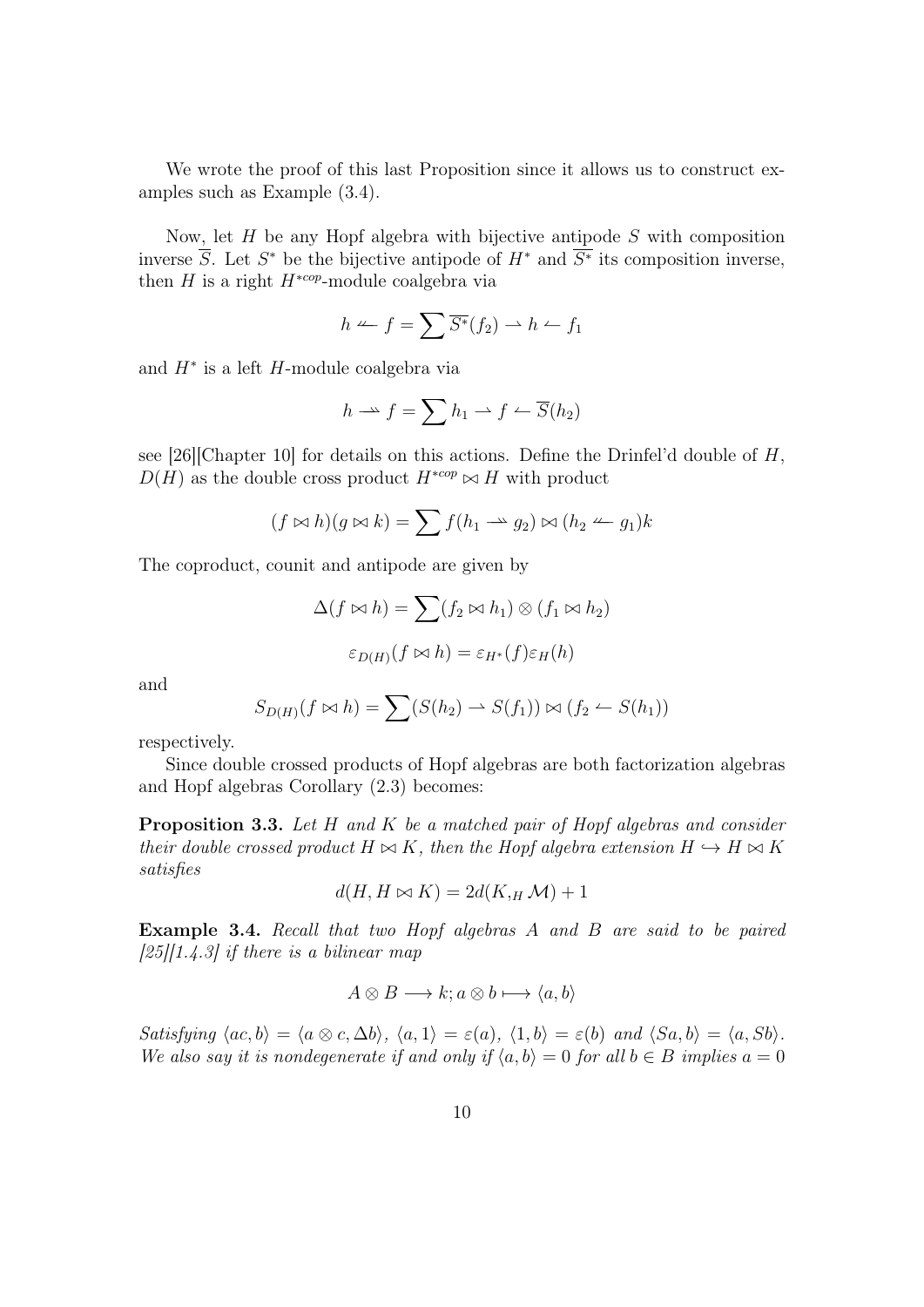We wrote the proof of this last Proposition since it allows us to construct examples such as Example (3.4).

Now, let $H$ be any Hopf algebra with bijective antipode $S$ with composition inverse $\overline{S}$. Let $S^*$ be the bijective antipode of $H^*$ and $\overline{S^*}$ its composition inverse, then $H$ is a right $H^{*cop}$-module coalgebra via

$$h \leftharpoondown f = \sum \overline{S^*}(f_2) \rightharpoonup h \leftharpoonup f_1$$

and $H^*$ is a left $H$-module coalgebra via

$$h \rightharpoondown f = \sum h_1 \rightharpoonup f \leftharpoonup \overline{S}(h_2)$$

see [26][Chapter 10] for details on this actions. Define the Drinfel'd double of $H$, $D(H)$ as the double cross product $H^{*cop} \bowtie H$ with product

$$(f \bowtie h)(g \bowtie k) = \sum f(h_1 \rightharpoondown g_2) \bowtie (h_2 \leftharpoondown g_1)k$$

The coproduct, counit and antipode are given by

$$\Delta(f \bowtie h) = \sum (f_2 \bowtie h_1) \otimes (f_1 \bowtie h_2)$$

$$\varepsilon_{D(H)}(f \bowtie h) = \varepsilon_{H^*}(f)\varepsilon_H(h)$$

and

$$S_{D(H)}(f \bowtie h) = \sum (S(h_2) \rightharpoonup S(f_1)) \bowtie (f_2 \leftharpoonup S(h_1))$$

respectively.

Since double crossed products of Hopf algebras are both factorization algebras and Hopf algebras Corollary (2.3) becomes:

**Proposition 3.3.** *Let $H$ and $K$ be a matched pair of Hopf algebras and consider their double crossed product $H \bowtie K$, then the Hopf algebra extension $H \hookrightarrow H \bowtie K$ satisfies*

$$d(H, H \bowtie K) = 2d(K,_H \mathcal{M}) + 1$$

**Example 3.4.** *Recall that two Hopf algebras $A$ and $B$ are said to be paired [25][1.4.3] if there is a bilinear map*

$$A \otimes B \longrightarrow k; a \otimes b \longmapsto \langle a, b\rangle$$

*Satisfying $\langle ac, b\rangle = \langle a \otimes c, \Delta b\rangle$, $\langle a, 1\rangle = \varepsilon(a)$, $\langle 1, b\rangle = \varepsilon(b)$ and $\langle Sa, b\rangle = \langle a, Sb\rangle$. We also say it is nondegenerate if and only if $\langle a, b\rangle = 0$ for all $b \in B$ implies $a = 0$*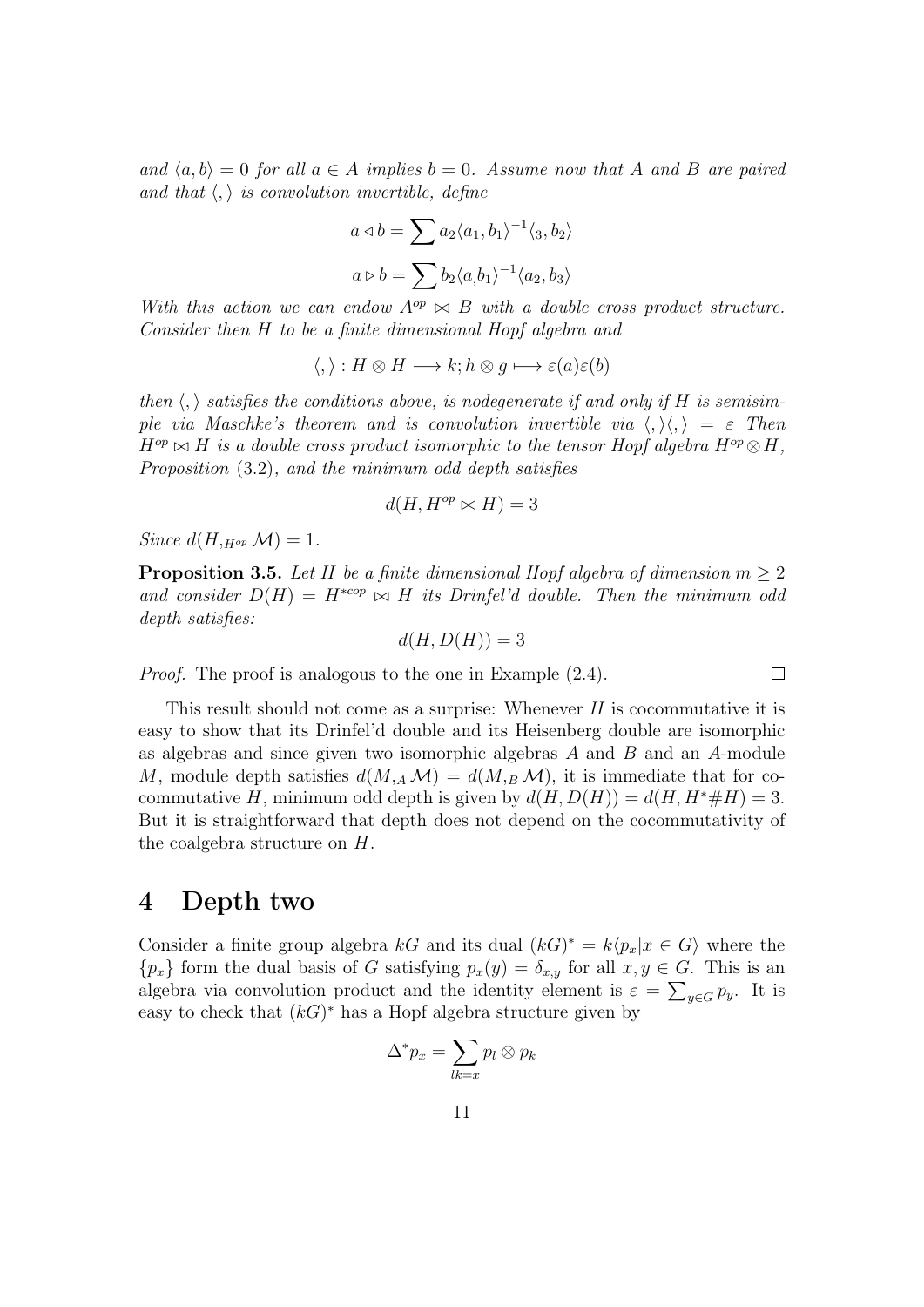*and $\langle a,b\rangle = 0$ for all $a \in A$ implies $b = 0$. Assume now that $A$ and $B$ are paired and that $\langle , \rangle$ is convolution invertible, define*

$$a \triangleleft b = \sum a_2 \langle a_1, b_1\rangle^{-1} \langle_3, b_2\rangle$$

$$a \triangleright b = \sum b_2 \langle a_, b_1\rangle^{-1} \langle a_2, b_3\rangle$$

*With this action we can endow $A^{op} \bowtie B$ with a double cross product structure. Consider then $H$ to be a finite dimensional Hopf algebra and*

$$\langle , \rangle : H \otimes H \longrightarrow k; h \otimes g \longmapsto \varepsilon(a)\varepsilon(b)$$

*then $\langle , \rangle$ satisfies the conditions above, is nodegenerate if and only if $H$ is semisimple via Maschke's theorem and is convolution invertible via $\langle , \rangle \langle , \rangle = \varepsilon$ Then $H^{op} \bowtie H$ is a double cross product isomorphic to the tensor Hopf algebra $H^{op} \otimes H$, Proposition (3.2), and the minimum odd depth satisfies*

$$d(H, H^{op} \bowtie H) = 3$$

*Since $d(H, {}_{H^{op}}\mathcal{M}) = 1$.*

**Proposition 3.5.** *Let $H$ be a finite dimensional Hopf algebra of dimension $m \geq 2$ and consider $D(H) = H^{*cop} \bowtie H$ its Drinfel'd double. Then the minimum odd depth satisfies:*

$$d(H, D(H)) = 3$$

*Proof.* The proof is analogous to the one in Example (2.4). $\square$

This result should not come as a surprise: Whenever $H$ is cocommutative it is easy to show that its Drinfel'd double and its Heisenberg double are isomorphic as algebras and since given two isomorphic algebras $A$ and $B$ and an $A$-module $M$, module depth satisfies $d(M, {}_A\mathcal{M}) = d(M, {}_B\mathcal{M})$, it is immediate that for cocommutative $H$, minimum odd depth is given by $d(H, D(H)) = d(H, H^* \# H) = 3$. But it is straightforward that depth does not depend on the cocommutativity of the coalgebra structure on $H$.

# 4 Depth two

Consider a finite group algebra $kG$ and its dual $(kG)^* = k\langle p_x | x \in G\rangle$ where the $\{p_x\}$ form the dual basis of $G$ satisfying $p_x(y) = \delta_{x,y}$ for all $x, y \in G$. This is an algebra via convolution product and the identity element is $\varepsilon = \sum_{y \in G} p_y$. It is easy to check that $(kG)^*$ has a Hopf algebra structure given by

$$\Delta^* p_x = \sum_{lk=x} p_l \otimes p_k$$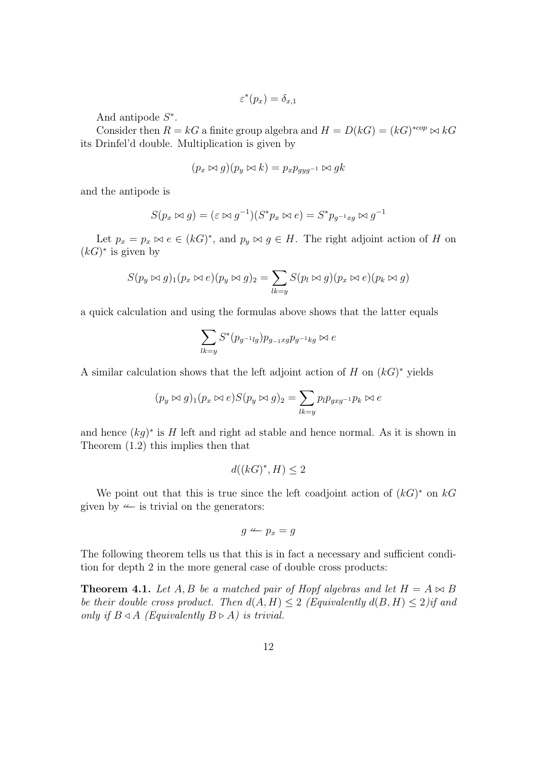$$\varepsilon^*(p_x) = \delta_{x,1}$$

And antipode $S^*$.

Consider then $R = kG$ a finite group algebra and $H = D(kG) = (kG)^{*cop} \bowtie kG$ its Drinfel'd double. Multiplication is given by

$$(p_x \bowtie g)(p_y \bowtie k) = p_x p_{gyg^{-1}} \bowtie gk$$

and the antipode is

$$S(p_x \bowtie g) = (\varepsilon \bowtie g^{-1})(S^* p_x \bowtie e) = S^* p_{g^{-1}xg} \bowtie g^{-1}$$

Let $p_x = p_x \bowtie e \in (kG)^*$, and $p_y \bowtie g \in H$. The right adjoint action of $H$ on $(kG)^*$ is given by

$$S(p_y \bowtie g)_1 (p_x \bowtie e)(p_y \bowtie g)_2 = \sum_{lk=y} S(p_l \bowtie g)(p_x \bowtie e)(p_k \bowtie g)$$

a quick calculation and using the formulas above shows that the latter equals

$$\sum_{lk=y} S^*(p_{g^{-1}lg}) p_{g_{-1}xg} p_{g^{-1}kg} \bowtie e$$

A similar calculation shows that the left adjoint action of $H$ on $(kG)^*$ yields

$$(p_y \bowtie g)_1 (p_x \bowtie e) S(p_y \bowtie g)_2 = \sum_{lk=y} p_l p_{gxg^{-1}} p_k \bowtie e$$

and hence $(kg)^*$ is $H$ left and right ad stable and hence normal. As it is shown in Theorem (1.2) this implies then that

$$d((kG)^*, H) \leq 2$$

We point out that this is true since the left coadjoint action of $(kG)^*$ on $kG$ given by $\leftharpoondown$ is trivial on the generators:

$$g \leftharpoondown p_x = g$$

The following theorem tells us that this is in fact a necessary and sufficient condition for depth 2 in the more general case of double cross products:

**Theorem 4.1.** *Let $A, B$ be a matched pair of Hopf algebras and let $H = A \bowtie B$ be their double cross product. Then $d(A, H) \leq 2$ (Equivalently $d(B, H) \leq 2$)if and only if $B \triangleleft A$ (Equivalently $B \triangleright A$) is trivial.*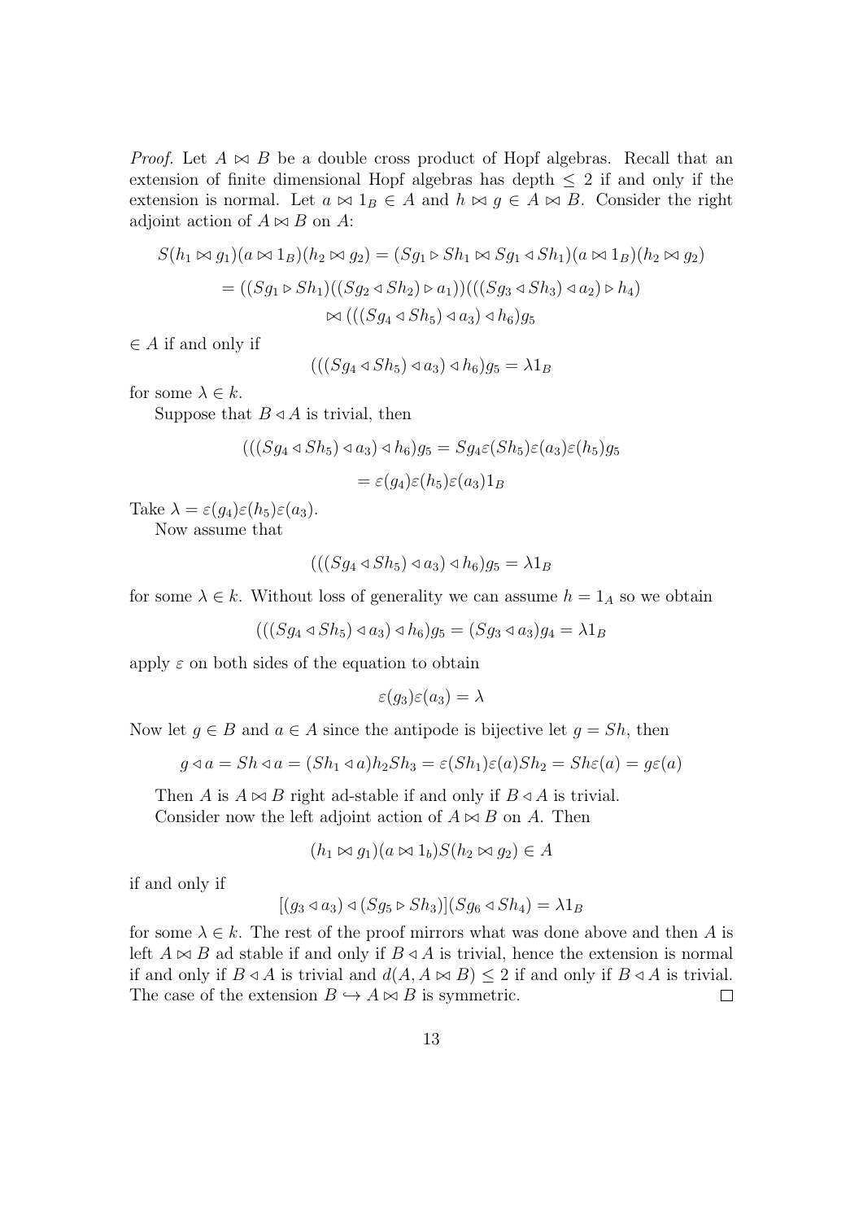*Proof.* Let $A \bowtie B$ be a double cross product of Hopf algebras. Recall that an extension of finite dimensional Hopf algebras has depth $\leq 2$ if and only if the extension is normal. Let $a \bowtie 1_B \in A$ and $h \bowtie g \in A \bowtie B$. Consider the right adjoint action of $A \bowtie B$ on $A$:

$$
\begin{aligned}
S(h_1 \bowtie g_1)(a \bowtie 1_B)(h_2 \bowtie g_2) &= (Sg_1 \triangleright Sh_1 \bowtie Sg_1 \triangleleft Sh_1)(a \bowtie 1_B)(h_2 \bowtie g_2) \\
&= ((Sg_1 \triangleright Sh_1)((Sg_2 \triangleleft Sh_2) \triangleright a_1))(((Sg_3 \triangleleft Sh_3) \triangleleft a_2) \triangleright h_4) \\
&\qquad \bowtie (((Sg_4 \triangleleft Sh_5) \triangleleft a_3) \triangleleft h_6)g_5
\end{aligned}
$$

$\in A$ if and only if

$$(((Sg_4 \triangleleft Sh_5) \triangleleft a_3) \triangleleft h_6)g_5 = \lambda 1_B$$

for some $\lambda \in k$.

Suppose that $B \triangleleft A$ is trivial, then

$$
\begin{aligned}
(((Sg_4 \triangleleft Sh_5) \triangleleft a_3) \triangleleft h_6)g_5 &= Sg_4 \varepsilon(Sh_5)\varepsilon(a_3)\varepsilon(h_5)g_5 \\
&= \varepsilon(g_4)\varepsilon(h_5)\varepsilon(a_3)1_B
\end{aligned}
$$

Take $\lambda = \varepsilon(g_4)\varepsilon(h_5)\varepsilon(a_3)$.

Now assume that

$$(((Sg_4 \triangleleft Sh_5) \triangleleft a_3) \triangleleft h_6)g_5 = \lambda 1_B$$

for some $\lambda \in k$. Without loss of generality we can assume $h = 1_A$ so we obtain

$$(((Sg_4 \triangleleft Sh_5) \triangleleft a_3) \triangleleft h_6)g_5 = (Sg_3 \triangleleft a_3)g_4 = \lambda 1_B$$

apply $\varepsilon$ on both sides of the equation to obtain

$$\varepsilon(g_3)\varepsilon(a_3) = \lambda$$

Now let $g \in B$ and $a \in A$ since the antipode is bijective let $g = Sh$, then

$$g \triangleleft a = Sh \triangleleft a = (Sh_1 \triangleleft a)h_2 Sh_3 = \varepsilon(Sh_1)\varepsilon(a)Sh_2 = Sh\varepsilon(a) = g\varepsilon(a)$$

Then $A$ is $A \bowtie B$ right ad-stable if and only if $B \triangleleft A$ is trivial.

Consider now the left adjoint action of $A \bowtie B$ on $A$. Then

$$(h_1 \bowtie g_1)(a \bowtie 1_b)S(h_2 \bowtie g_2) \in A$$

if and only if

$$[(g_3 \triangleleft a_3) \triangleleft (Sg_5 \triangleright Sh_3)](Sg_6 \triangleleft Sh_4) = \lambda 1_B$$

for some $\lambda \in k$. The rest of the proof mirrors what was done above and then $A$ is left $A \bowtie B$ ad stable if and only if $B \triangleleft A$ is trivial, hence the extension is normal if and only if $B \triangleleft A$ is trivial and $d(A, A \bowtie B) \leq 2$ if and only if $B \triangleleft A$ is trivial. The case of the extension $B \hookrightarrow A \bowtie B$ is symmetric. $\square$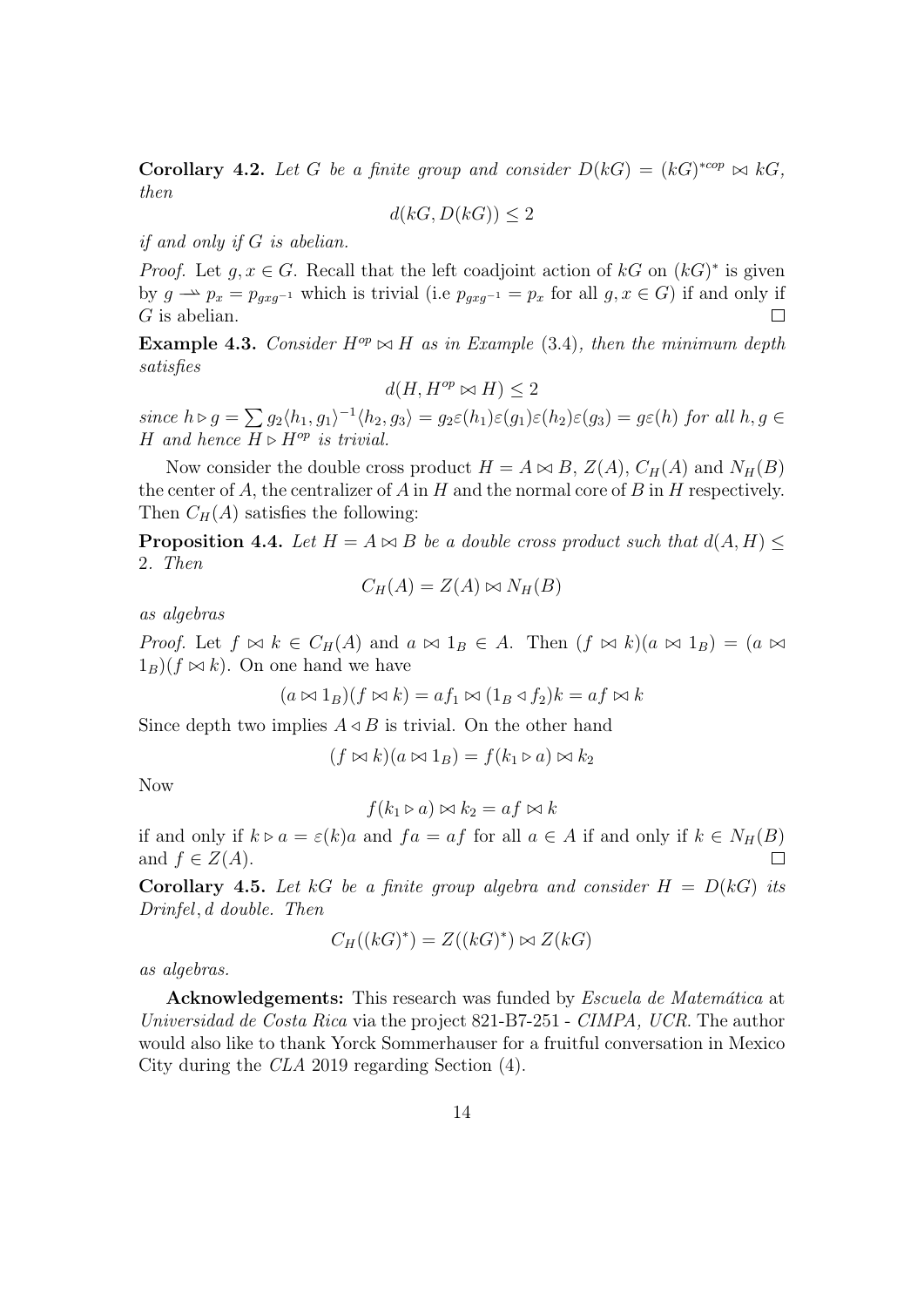**Corollary 4.2.** *Let $G$ be a finite group and consider $D(kG) = (kG)^{*cop} \bowtie kG$, then*

$$d(kG, D(kG)) \leq 2$$

*if and only if $G$ is abelian.*

*Proof.* Let $g, x \in G$. Recall that the left coadjoint action of $kG$ on $(kG)^*$ is given by $g \rightharpoonup p_x = p_{gxg^{-1}}$ which is trivial (i.e $p_{gxg^{-1}} = p_x$ for all $g, x \in G$) if and only if $G$ is abelian. $\square$

**Example 4.3.** *Consider $H^{op} \bowtie H$ as in Example (3.4), then the minimum depth satisfies*

$$d(H, H^{op} \bowtie H) \leq 2$$

*since $h \triangleright g = \sum g_2 \langle h_1, g_1 \rangle^{-1} \langle h_2, g_3 \rangle = g_2 \varepsilon(h_1)\varepsilon(g_1)\varepsilon(h_2)\varepsilon(g_3) = g\varepsilon(h)$ for all $h, g \in H$ and hence $H \triangleright H^{op}$ is trivial.*

Now consider the double cross product $H = A \bowtie B$, $Z(A)$, $C_H(A)$ and $N_H(B)$ the center of $A$, the centralizer of $A$ in $H$ and the normal core of $B$ in $H$ respectively. Then $C_H(A)$ satisfies the following:

**Proposition 4.4.** *Let $H = A \bowtie B$ be a double cross product such that $d(A, H) \leq 2$. Then*

$$C_H(A) = Z(A) \bowtie N_H(B)$$

*as algebras*

*Proof.* Let $f \bowtie k \in C_H(A)$ and $a \bowtie 1_B \in A$. Then $(f \bowtie k)(a \bowtie 1_B) = (a \bowtie 1_B)(f \bowtie k)$. On one hand we have

$$(a \bowtie 1_B)(f \bowtie k) = af_1 \bowtie (1_B \triangleleft f_2)k = af \bowtie k$$

Since depth two implies $A \triangleleft B$ is trivial. On the other hand

$$(f \bowtie k)(a \bowtie 1_B) = f(k_1 \triangleright a) \bowtie k_2$$

Now

$$f(k_1 \triangleright a) \bowtie k_2 = af \bowtie k$$

if and only if $k \triangleright a = \varepsilon(k)a$ and $fa = af$ for all $a \in A$ if and only if $k \in N_H(B)$ and $f \in Z(A)$. $\square$

**Corollary 4.5.** *Let $kG$ be a finite group algebra and consider $H = D(kG)$ its Drinfel, d double. Then*

$$C_H((kG)^*) = Z((kG)^*) \bowtie Z(kG)$$

*as algebras.*

**Acknowledgements:** This research was funded by *Escuela de Matemática* at *Universidad de Costa Rica* via the project 821-B7-251 - *CIMPA, UCR*. The author would also like to thank Yorck Sommerhauser for a fruitful conversation in Mexico City during the *CLA* 2019 regarding Section (4).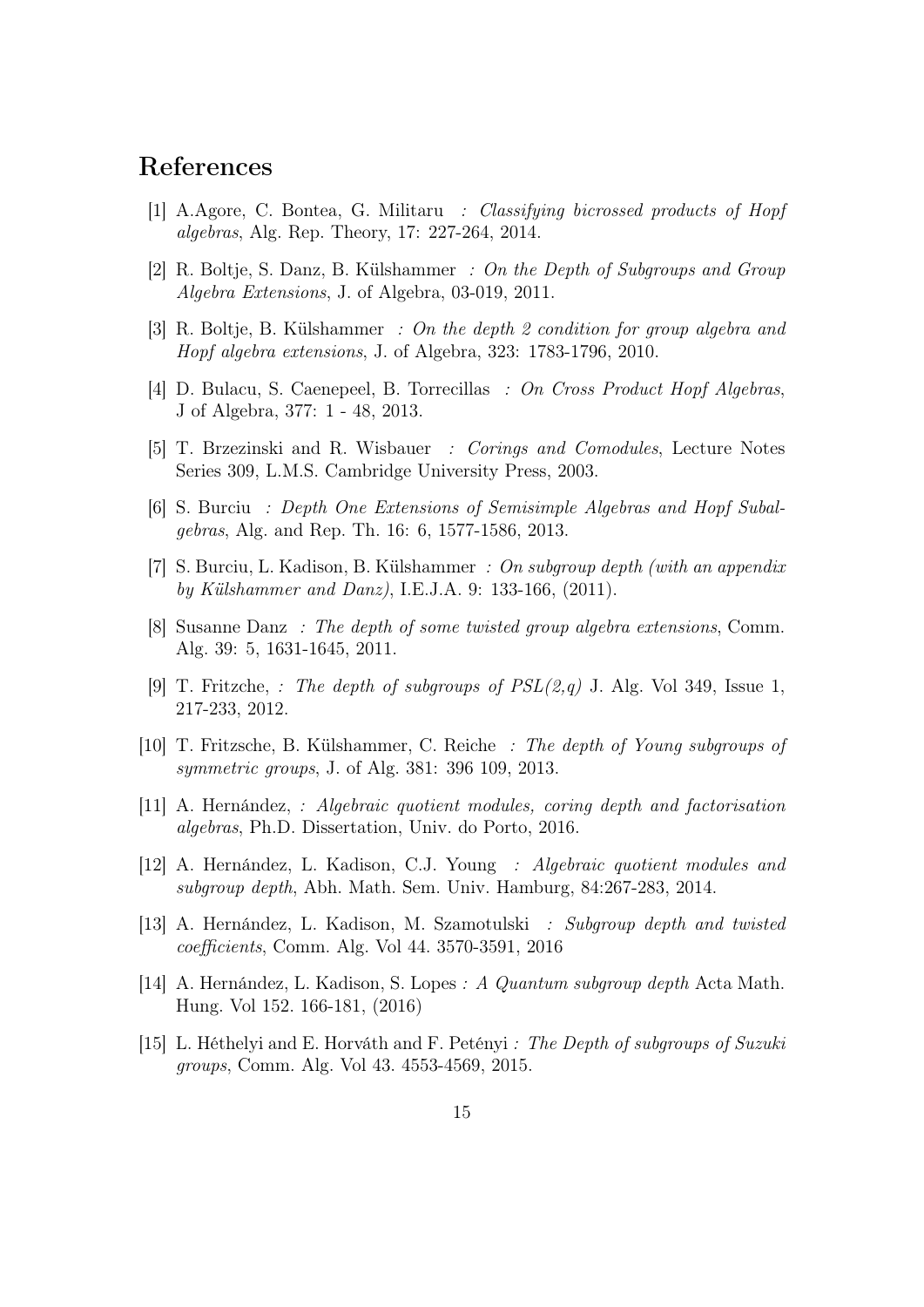## References

[1] A.Agore, C. Bontea, G. Militaru *: Classifying bicrossed products of Hopf algebras*, Alg. Rep. Theory, 17: 227-264, 2014.

[2] R. Boltje, S. Danz, B. Külshammer *: On the Depth of Subgroups and Group Algebra Extensions*, J. of Algebra, 03-019, 2011.

[3] R. Boltje, B. Külshammer *: On the depth 2 condition for group algebra and Hopf algebra extensions*, J. of Algebra, 323: 1783-1796, 2010.

[4] D. Bulacu, S. Caenepeel, B. Torrecillas *: On Cross Product Hopf Algebras*, J of Algebra, 377: 1 - 48, 2013.

[5] T. Brzezinski and R. Wisbauer *: Corings and Comodules*, Lecture Notes Series 309, L.M.S. Cambridge University Press, 2003.

[6] S. Burciu *: Depth One Extensions of Semisimple Algebras and Hopf Subalgebras*, Alg. and Rep. Th. 16: 6, 1577-1586, 2013.

[7] S. Burciu, L. Kadison, B. Külshammer *: On subgroup depth (with an appendix by Külshammer and Danz)*, I.E.J.A. 9: 133-166, (2011).

[8] Susanne Danz *: The depth of some twisted group algebra extensions*, Comm. Alg. 39: 5, 1631-1645, 2011.

[9] T. Fritzche, *: The depth of subgroups of PSL(2,q)* J. Alg. Vol 349, Issue 1, 217-233, 2012.

[10] T. Fritzsche, B. Külshammer, C. Reiche *: The depth of Young subgroups of symmetric groups*, J. of Alg. 381: 396 109, 2013.

[11] A. Hernández, *: Algebraic quotient modules, coring depth and factorisation algebras*, Ph.D. Dissertation, Univ. do Porto, 2016.

[12] A. Hernández, L. Kadison, C.J. Young *: Algebraic quotient modules and subgroup depth*, Abh. Math. Sem. Univ. Hamburg, 84:267-283, 2014.

[13] A. Hernández, L. Kadison, M. Szamotulski *: Subgroup depth and twisted coefficients*, Comm. Alg. Vol 44. 3570-3591, 2016

[14] A. Hernández, L. Kadison, S. Lopes *: A Quantum subgroup depth* Acta Math. Hung. Vol 152. 166-181, (2016)

[15] L. Héthelyi and E. Horváth and F. Petényi *: The Depth of subgroups of Suzuki groups*, Comm. Alg. Vol 43. 4553-4569, 2015.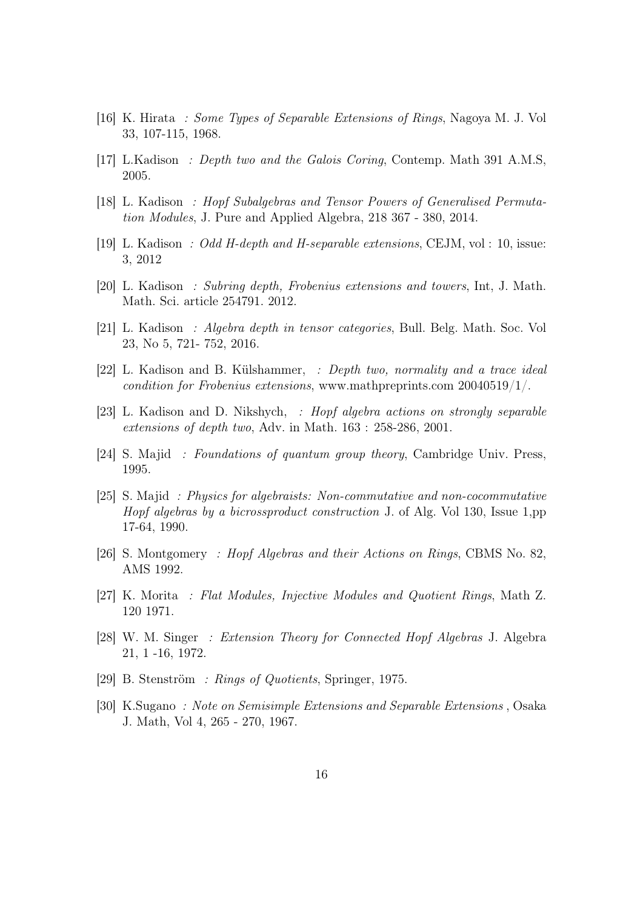- [16] K. Hirata *: Some Types of Separable Extensions of Rings*, Nagoya M. J. Vol 33, 107-115, 1968.
- [17] L.Kadison *: Depth two and the Galois Coring*, Contemp. Math 391 A.M.S, 2005.
- [18] L. Kadison *: Hopf Subalgebras and Tensor Powers of Generalised Permutation Modules*, J. Pure and Applied Algebra, 218 367 - 380, 2014.
- [19] L. Kadison *: Odd H-depth and H-separable extensions*, CEJM, vol : 10, issue: 3, 2012
- [20] L. Kadison *: Subring depth, Frobenius extensions and towers*, Int, J. Math. Math. Sci. article 254791. 2012.
- [21] L. Kadison *: Algebra depth in tensor categories*, Bull. Belg. Math. Soc. Vol 23, No 5, 721- 752, 2016.
- [22] L. Kadison and B. Külshammer, *: Depth two, normality and a trace ideal condition for Frobenius extensions*, www.mathpreprints.com 20040519/1/.
- [23] L. Kadison and D. Nikshych, *: Hopf algebra actions on strongly separable extensions of depth two*, Adv. in Math. 163 : 258-286, 2001.
- [24] S. Majid *: Foundations of quantum group theory*, Cambridge Univ. Press, 1995.
- [25] S. Majid *: Physics for algebraists: Non-commutative and non-cocommutative Hopf algebras by a bicrossproduct construction* J. of Alg. Vol 130, Issue 1,pp 17-64, 1990.
- [26] S. Montgomery *: Hopf Algebras and their Actions on Rings*, CBMS No. 82, AMS 1992.
- [27] K. Morita *: Flat Modules, Injective Modules and Quotient Rings*, Math Z. 120 1971.
- [28] W. M. Singer *: Extension Theory for Connected Hopf Algebras* J. Algebra 21, 1 -16, 1972.
- [29] B. Stenström *: Rings of Quotients*, Springer, 1975.
- [30] K.Sugano *: Note on Semisimple Extensions and Separable Extensions* , Osaka J. Math, Vol 4, 265 - 270, 1967.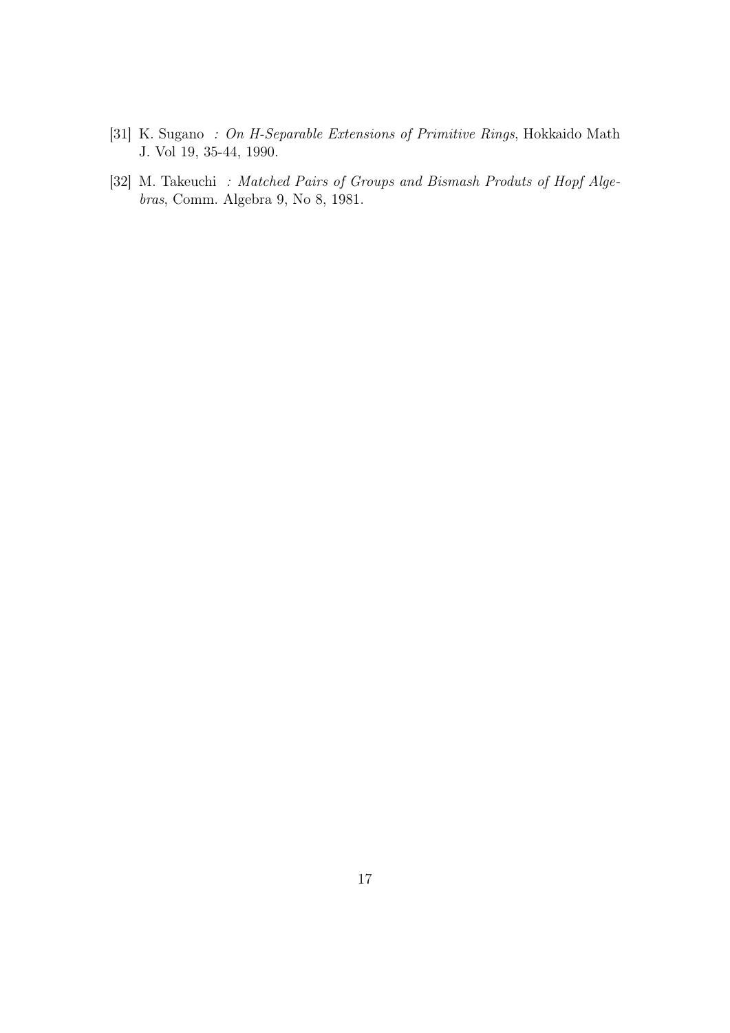[31] K. Sugano *: On H-Separable Extensions of Primitive Rings*, Hokkaido Math J. Vol 19, 35-44, 1990.

[32] M. Takeuchi *: Matched Pairs of Groups and Bismash Produts of Hopf Algebras*, Comm. Algebra 9, No 8, 1981.